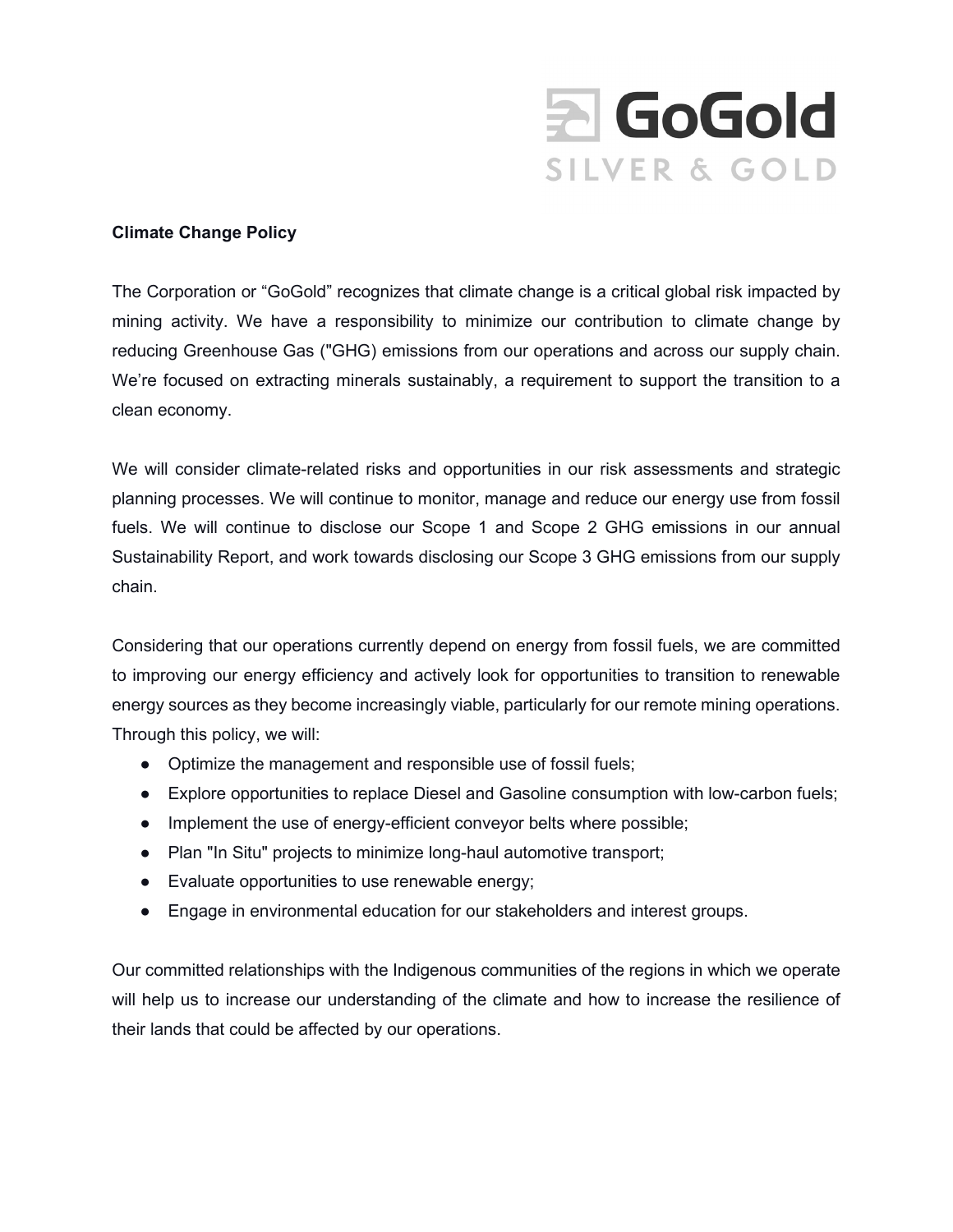**Climate Change Policy**

The Corporation or "GoGold" recognizes that climate change is a critical global risk impacted by mining activity. We have a responsibility to minimize our contribution to climate change by reducing Greenhouse Gas ("GHG) emissions from our operations and across our supply chain. We're focused on extracting minerals sustainably, a requirement to support the transition to a clean economy.

We will consider climate-related risks and opportunities in our risk assessments and strategic planning processes. We will continue to monitor, manage and reduce our energy use from fossil fuels. We will continue to disclose our Scope 1 and Scope 2 GHG emissions in our annual Sustainability Report, and work towards disclosing our Scope 3 GHG emissions from our supply chain.

Considering that our operations currently depend on energy from fossil fuels, we are committed to improving our energy efficiency and actively look for opportunities to transition to renewable energy sources as they become increasingly viable, particularly for our remote mining operations. Through this policy, we will:

- Optimize the management and responsible use of fossil fuels;
- Explore opportunities to replace Diesel and Gasoline consumption with low-carbon fuels;
- Implement the use of energy-efficient conveyor belts where possible;
- Plan "In Situ" projects to minimize long-haul automotive transport;
- Evaluate opportunities to use renewable energy;
- Engage in environmental education for our stakeholders and interest groups.

Our committed relationships with the Indigenous communities of the regions in which we operate will help us to increase our understanding of the climate and how to increase the resilience of their lands that could be affected by our operations.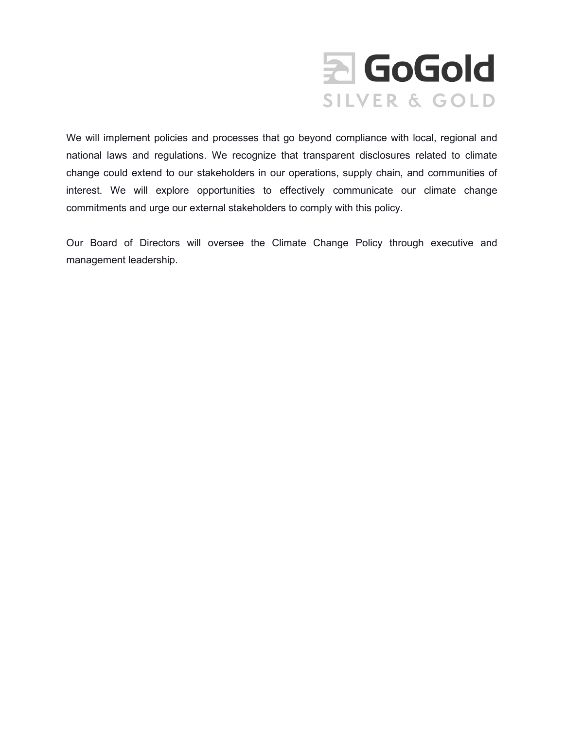We will implement policies and processes that go beyond compliance with local, regional and national laws and regulations. We recognize that transparent disclosures related to climate change could extend to our stakeholders in our operations, supply chain, and communities of interest. We will explore opportunities to effectively communicate our climate change commitments and urge our external stakeholders to comply with this policy.

Our Board of Directors will oversee the Climate Change Policy through executive and management leadership.